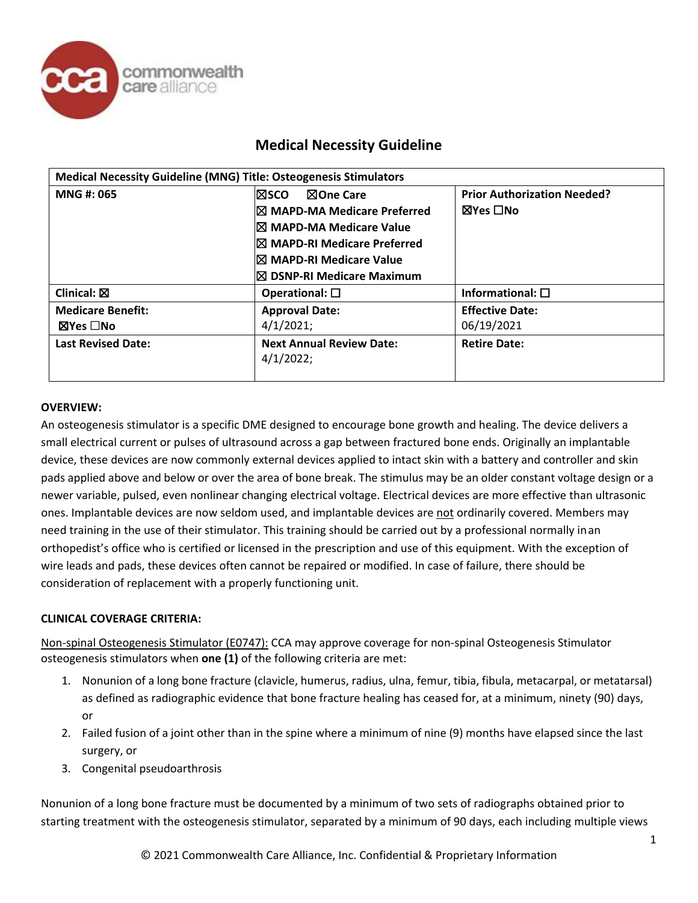# Medical Necessity Guideline

| Medical Necessity Guideline (MNG) Title: Osteogenesis Stimulators | | |
|---|---|---|
| **MNG #: 065** | ☒SCO ☒One Care<br>☒ MAPD-MA Medicare Preferred<br>☒ MAPD-MA Medicare Value<br>☒ MAPD-RI Medicare Preferred<br>☒ MAPD-RI Medicare Value<br>☒ DSNP-RI Medicare Maximum | **Prior Authorization Needed?**<br>☒Yes ☐No |
| **Clinical:** ☒ | **Operational:** ☐ | **Informational:** ☐ |
| **Medicare Benefit:**<br>☒Yes ☐No | **Approval Date:**<br>4/1/2021; | **Effective Date:**<br>06/19/2021 |
| **Last Revised Date:** | **Next Annual Review Date:**<br>4/1/2022; | **Retire Date:** |

**OVERVIEW:**

An osteogenesis stimulator is a specific DME designed to encourage bone growth and healing. The device delivers a small electrical current or pulses of ultrasound across a gap between fractured bone ends. Originally an implantable device, these devices are now commonly external devices applied to intact skin with a battery and controller and skin pads applied above and below or over the area of bone break. The stimulus may be an older constant voltage design or a newer variable, pulsed, even nonlinear changing electrical voltage. Electrical devices are more effective than ultrasonic ones. Implantable devices are now seldom used, and implantable devices are not ordinarily covered. Members may need training in the use of their stimulator. This training should be carried out by a professional normally in an orthopedist's office who is certified or licensed in the prescription and use of this equipment. With the exception of wire leads and pads, these devices often cannot be repaired or modified. In case of failure, there should be consideration of replacement with a properly functioning unit.

**CLINICAL COVERAGE CRITERIA:**

Non-spinal Osteogenesis Stimulator (E0747): CCA may approve coverage for non-spinal Osteogenesis Stimulator osteogenesis stimulators when **one (1)** of the following criteria are met:

1. Nonunion of a long bone fracture (clavicle, humerus, radius, ulna, femur, tibia, fibula, metacarpal, or metatarsal) as defined as radiographic evidence that bone fracture healing has ceased for, at a minimum, ninety (90) days, or
2. Failed fusion of a joint other than in the spine where a minimum of nine (9) months have elapsed since the last surgery, or
3. Congenital pseudoarthrosis

Nonunion of a long bone fracture must be documented by a minimum of two sets of radiographs obtained prior to starting treatment with the osteogenesis stimulator, separated by a minimum of 90 days, each including multiple views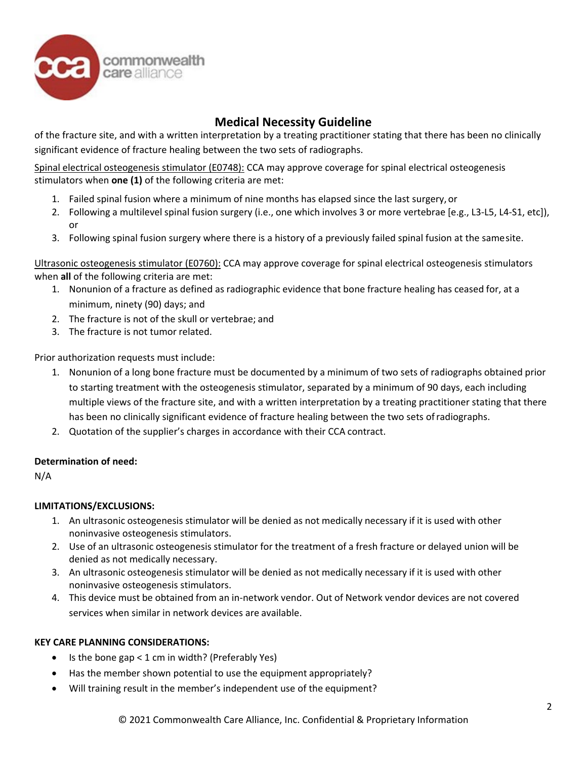of the fracture site, and with a written interpretation by a treating practitioner stating that there has been no clinically significant evidence of fracture healing between the two sets of radiographs.

<u>Spinal electrical osteogenesis stimulator (E0748):</u> CCA may approve coverage for spinal electrical osteogenesis stimulators when **one (1)** of the following criteria are met:

1. Failed spinal fusion where a minimum of nine months has elapsed since the last surgery, or
2. Following a multilevel spinal fusion surgery (i.e., one which involves 3 or more vertebrae [e.g., L3-L5, L4-S1, etc]), or
3. Following spinal fusion surgery where there is a history of a previously failed spinal fusion at the same site.

<u>Ultrasonic osteogenesis stimulator (E0760):</u> CCA may approve coverage for spinal electrical osteogenesis stimulators when **all** of the following criteria are met:

1. Nonunion of a fracture as defined as radiographic evidence that bone fracture healing has ceased for, at a minimum, ninety (90) days; and
2. The fracture is not of the skull or vertebrae; and
3. The fracture is not tumor related.

Prior authorization requests must include:

1. Nonunion of a long bone fracture must be documented by a minimum of two sets of radiographs obtained prior to starting treatment with the osteogenesis stimulator, separated by a minimum of 90 days, each including multiple views of the fracture site, and with a written interpretation by a treating practitioner stating that there has been no clinically significant evidence of fracture healing between the two sets of radiographs.
2. Quotation of the supplier's charges in accordance with their CCA contract.

**Determination of need:**

N/A

**LIMITATIONS/EXCLUSIONS:**

1. An ultrasonic osteogenesis stimulator will be denied as not medically necessary if it is used with other noninvasive osteogenesis stimulators.
2. Use of an ultrasonic osteogenesis stimulator for the treatment of a fresh fracture or delayed union will be denied as not medically necessary.
3. An ultrasonic osteogenesis stimulator will be denied as not medically necessary if it is used with other noninvasive osteogenesis stimulators.
4. This device must be obtained from an in-network vendor. Out of Network vendor devices are not covered services when similar in network devices are available.

**KEY CARE PLANNING CONSIDERATIONS:**

- Is the bone gap < 1 cm in width? (Preferably Yes)
- Has the member shown potential to use the equipment appropriately?
- Will training result in the member's independent use of the equipment?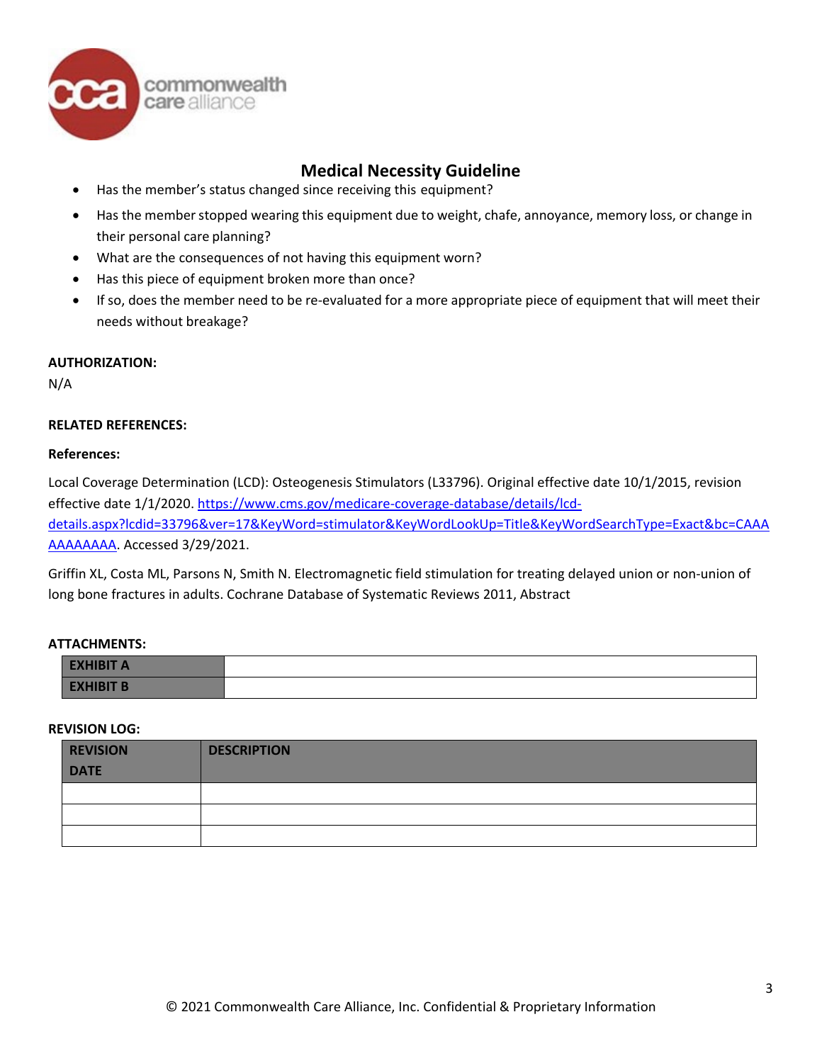- Has the member's status changed since receiving this equipment?
- Has the member stopped wearing this equipment due to weight, chafe, annoyance, memory loss, or change in their personal care planning?
- What are the consequences of not having this equipment worn?
- Has this piece of equipment broken more than once?
- If so, does the member need to be re-evaluated for a more appropriate piece of equipment that will meet their needs without breakage?

**AUTHORIZATION:**

N/A

**RELATED REFERENCES:**

**References:**

Local Coverage Determination (LCD): Osteogenesis Stimulators (L33796). Original effective date 10/1/2015, revision effective date 1/1/2020. [https://www.cms.gov/medicare-coverage-database/details/lcd-details.aspx?lcdid=33796&ver=17&KeyWord=stimulator&KeyWordLookUp=Title&KeyWordSearchType=Exact&bc=CAAAAAAAAAAA](https://www.cms.gov/medicare-coverage-database/details/lcd-details.aspx?lcdid=33796&ver=17&KeyWord=stimulator&KeyWordLookUp=Title&KeyWordSearchType=Exact&bc=CAAAAAAAAAAA). Accessed 3/29/2021.

Griffin XL, Costa ML, Parsons N, Smith N. Electromagnetic field stimulation for treating delayed union or non-union of long bone fractures in adults. Cochrane Database of Systematic Reviews 2011, Abstract

**ATTACHMENTS:**

| | |
|---|---|
| **EXHIBIT A** | |
| **EXHIBIT B** | |

**REVISION LOG:**

| REVISION DATE | DESCRIPTION |
|---|---|
| | |
| | |
| | |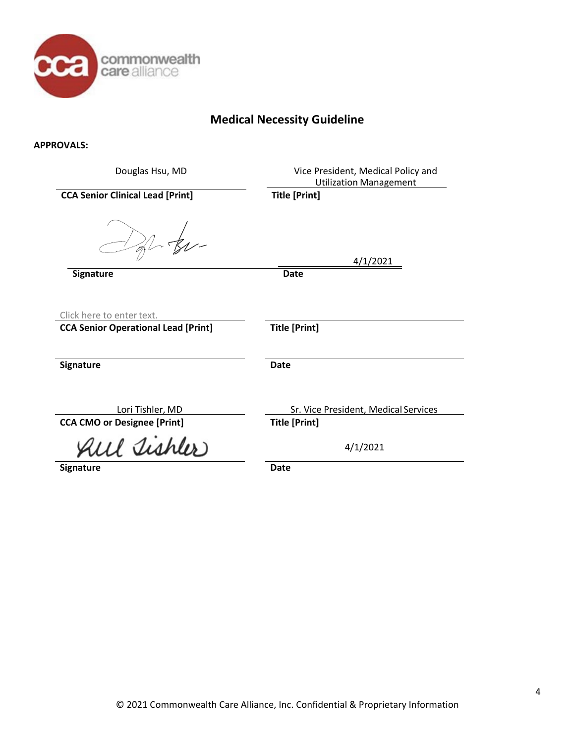## Medical Necessity Guideline

**APPROVALS:**

| | |
|---|---|
| Douglas Hsu, MD | Vice President, Medical Policy and Utilization Management |
| **CCA Senior Clinical Lead [Print]** | **Title [Print]** |
| | 4/1/2021 |
| **Signature** | **Date** |

| | |
|---|---|
| Click here to enter text. | |
| **CCA Senior Operational Lead [Print]** | **Title [Print]** |
| | |
| **Signature** | **Date** |

| | |
|---|---|
| Lori Tishler, MD | Sr. Vice President, Medical Services |
| **CCA CMO or Designee [Print]** | **Title [Print]** |
| | 4/1/2021 |
| **Signature** | **Date** |

© 2021 Commonwealth Care Alliance, Inc. Confidential & Proprietary Information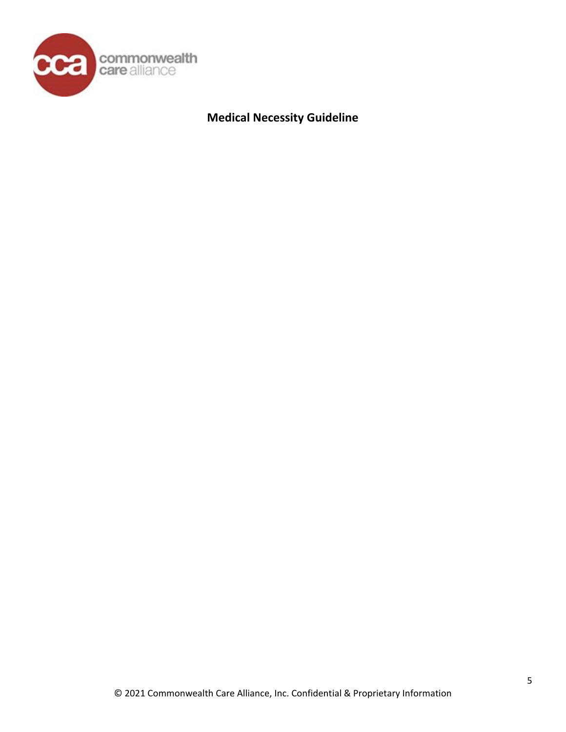**Medical Necessity Guideline**